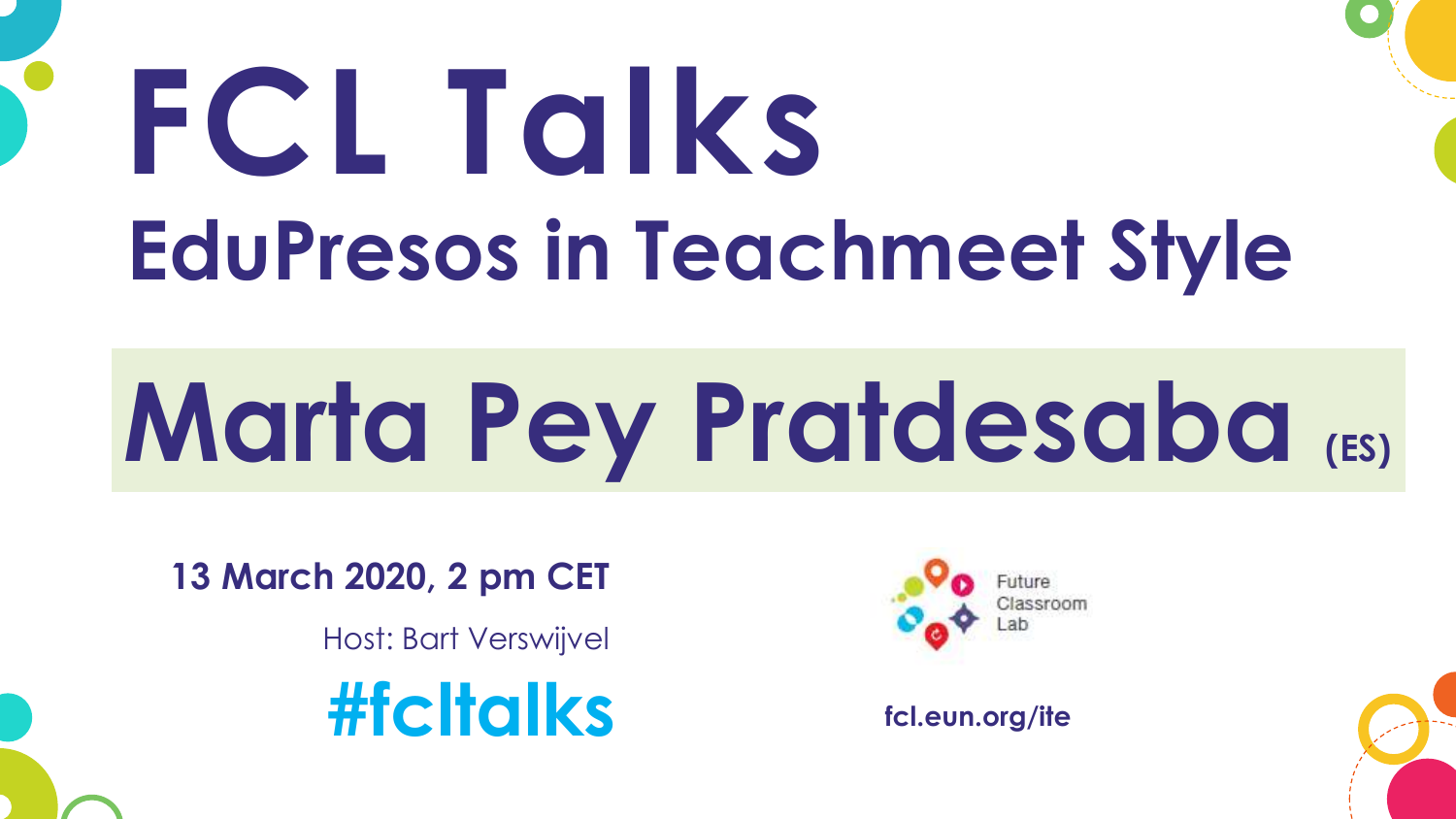# FCL Talks

## EduPresos in Teachmeet Style

## Marta Pey Pratdesaba (ES)

**13 March 2020, 2 pm CET**

Host: Bart Verswijvel

**#fcltalks**

Future Classroom Lab

**fcl.eun.org/ite**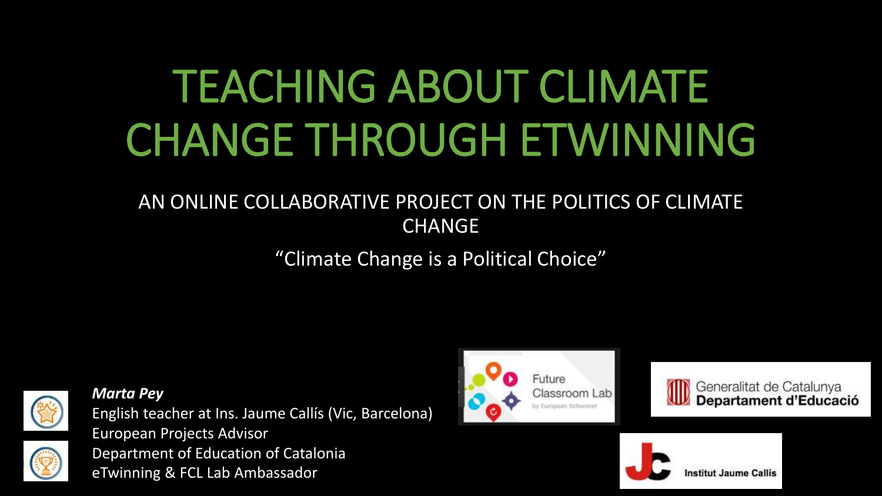# TEACHING ABOUT CLIMATE CHANGE THROUGH ETWINNING

AN ONLINE COLLABORATIVE PROJECT ON THE POLITICS OF CLIMATE CHANGE

"Climate Change is a Political Choice"

***Marta Pey***
English teacher at Ins. Jaume Callís (Vic, Barcelona)
European Projects Advisor
Department of Education of Catalonia
eTwinning & FCL Lab Ambassador

Future Classroom Lab by European Schoolnet

Generalitat de Catalunya
**Departament d'Educació**

**Institut Jaume Callís**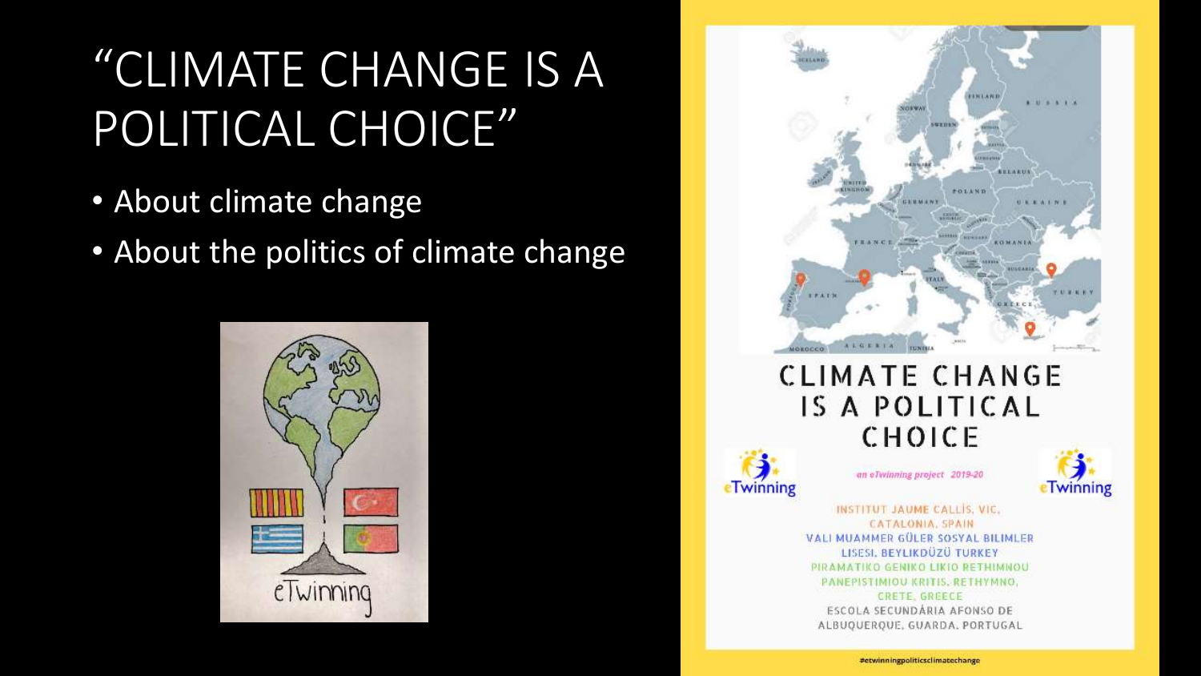# "CLIMATE CHANGE IS A POLITICAL CHOICE"

- About climate change
- About the politics of climate change

CLIMATE CHANGE IS A POLITICAL CHOICE

an eTwinning project 2019-20

INSTITUT JAUME CALLÍS, VIC, CATALONIA, SPAIN
VALI MUAMMER GÜLER SOSYAL BILIMLER LISESI, BEYLIKDÜZÜ TURKEY
PIRAMATIKO GENIKO LIKIO RETHIMNOU PANEPISTIMIOU KRITIS, RETHYMNO, CRETE, GREECE
ESCOLA SECUNDÁRIA AFONSO DE ALBUQUERQUE, GUARDA, PORTUGAL

#etwinningpoliticsclimatechange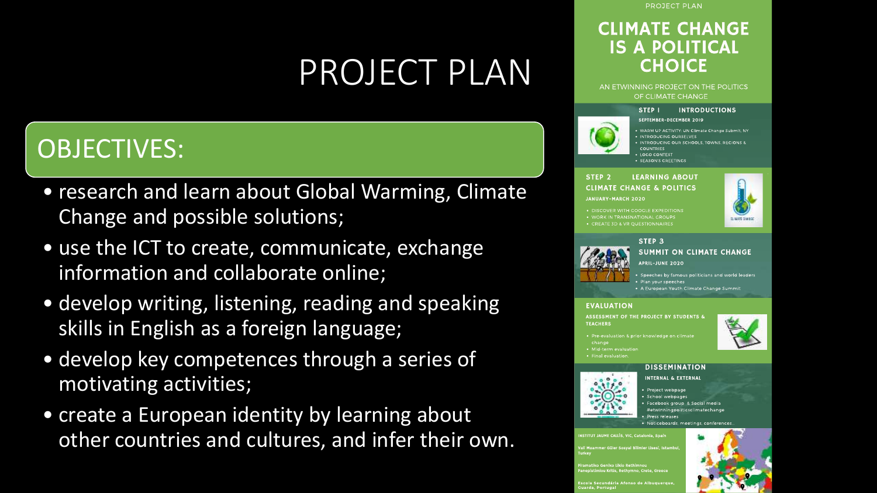# PROJECT PLAN

## OBJECTIVES:

- research and learn about Global Warming, Climate Change and possible solutions;
- use the ICT to create, communicate, exchange information and collaborate online;
- develop writing, listening, reading and speaking skills in English as a foreign language;
- develop key competences through a series of motivating activities;
- create a European identity by learning about other countries and cultures, and infer their own.

PROJECT PLAN

## CLIMATE CHANGE IS A POLITICAL CHOICE

AN ETWINNING PROJECT ON THE POLITICS OF CLIMATE CHANGE

### STEP 1 INTRODUCTIONS

SEPTEMBER-DECEMBER 2019

- WARM UP ACTIVITY: UN Climate Change Submit, NY
- INTRODUCING OURSELVES
- INTRODUCING OUR SCHOOLS, TOWNS, REGIONS & COUNTRIES
- LOGO CONTEST
- SEASON'S GREETINGS

### STEP 2 LEARNING ABOUT CLIMATE CHANGE & POLITICS

JANUARY-MARCH 2020

- DISCOVER WITH GOOGLE EXPEDITIONS
- WORK IN TRANSNATIONAL GROUPS
- CREATE 3D & VR QUESTIONNAIRES

### STEP 3 SUMMIT ON CLIMATE CHANGE

APRIL-JUNE 2020

- Speeches by famous politicians and world leaders
- Plan your speeches
- A European Youth Climate Change Summit

### EVALUATION

ASSESSMENT OF THE PROJECT BY STUDENTS & TEACHERS

- Pre-evaluation & prior knowledge on climate change
- Mid-term evaluation
- Final evaluation

### DISSEMINATION

INTERNAL & EXTERNAL

- Project webpage
- School webpages
- Facebook group & Social media #etwinningpoliticsclimatechange
- Press releases
- Noticeboards, meetings, conferences...

INSTITUT JAUME CALLÍS, VIC, Catalonia, Spain

Vali Muammer Güler Sosyal Bilimler Lisesi, Istanbul, Turkey

Piramatiko Geniko Likio Rethimnou Panepistimiou Kritis, Rethymno, Crete, Greece

Escola Secundária Afonso de Albuquerque, Guarda, Portugal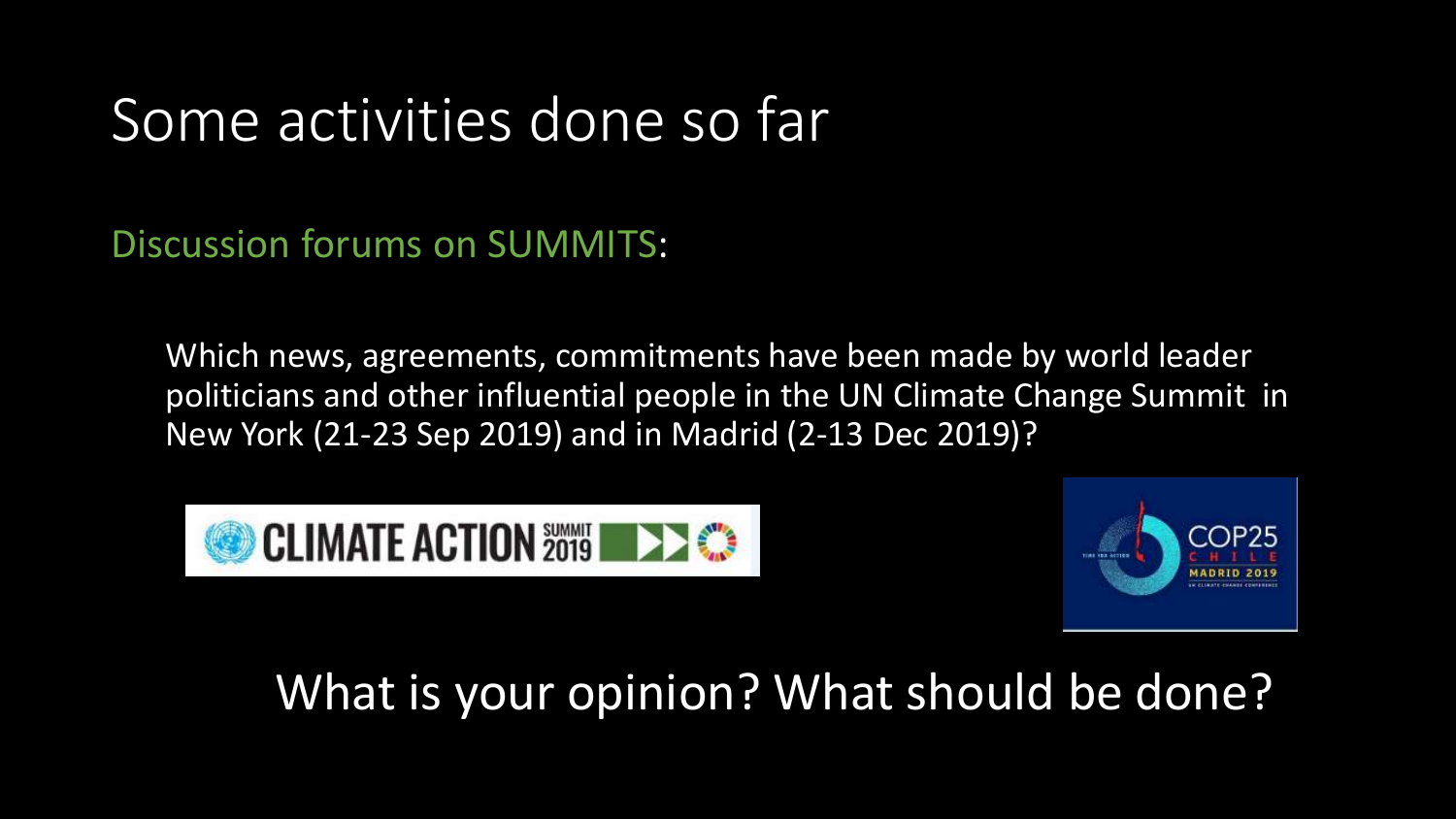# Some activities done so far

Discussion forums on SUMMITS:

Which news, agreements, commitments have been made by world leader politicians and other influential people in the UN Climate Change Summit in New York (21-23 Sep 2019) and in Madrid (2-13 Dec 2019)?

What is your opinion? What should be done?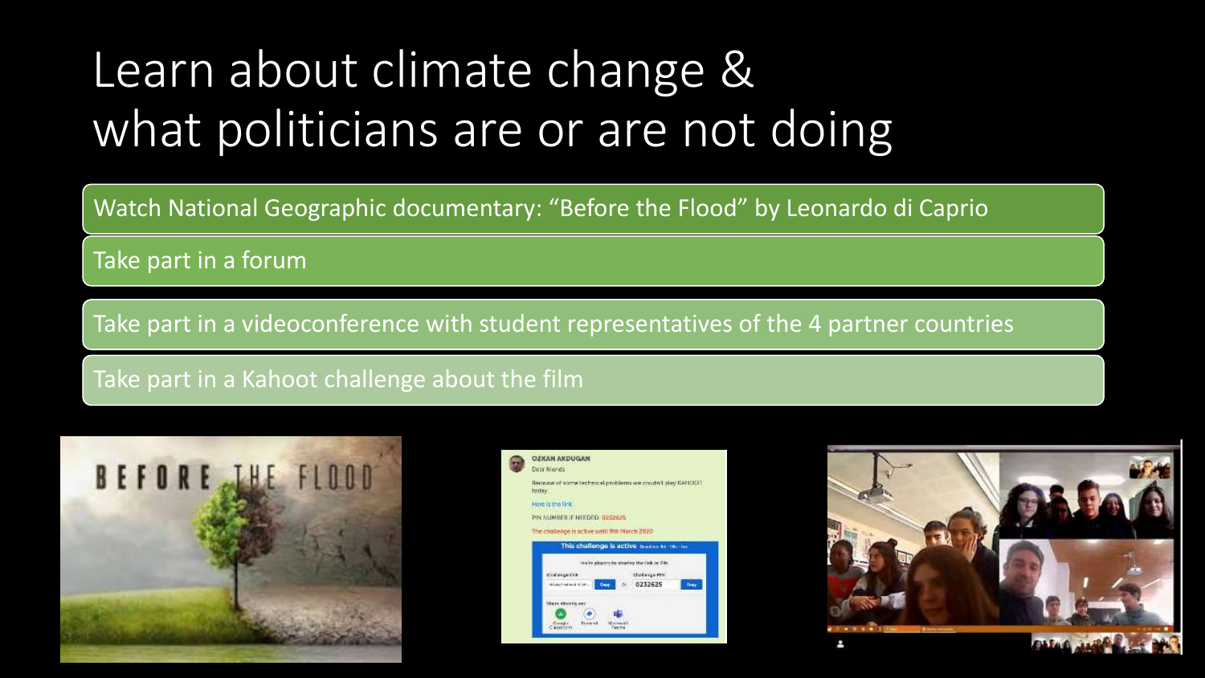# Learn about climate change & what politicians are or are not doing

- Watch National Geographic documentary: “Before the Flood” by Leonardo di Caprio
- Take part in a forum
- Take part in a videoconference with student representatives of the 4 partner countries
- Take part in a Kahoot challenge about the film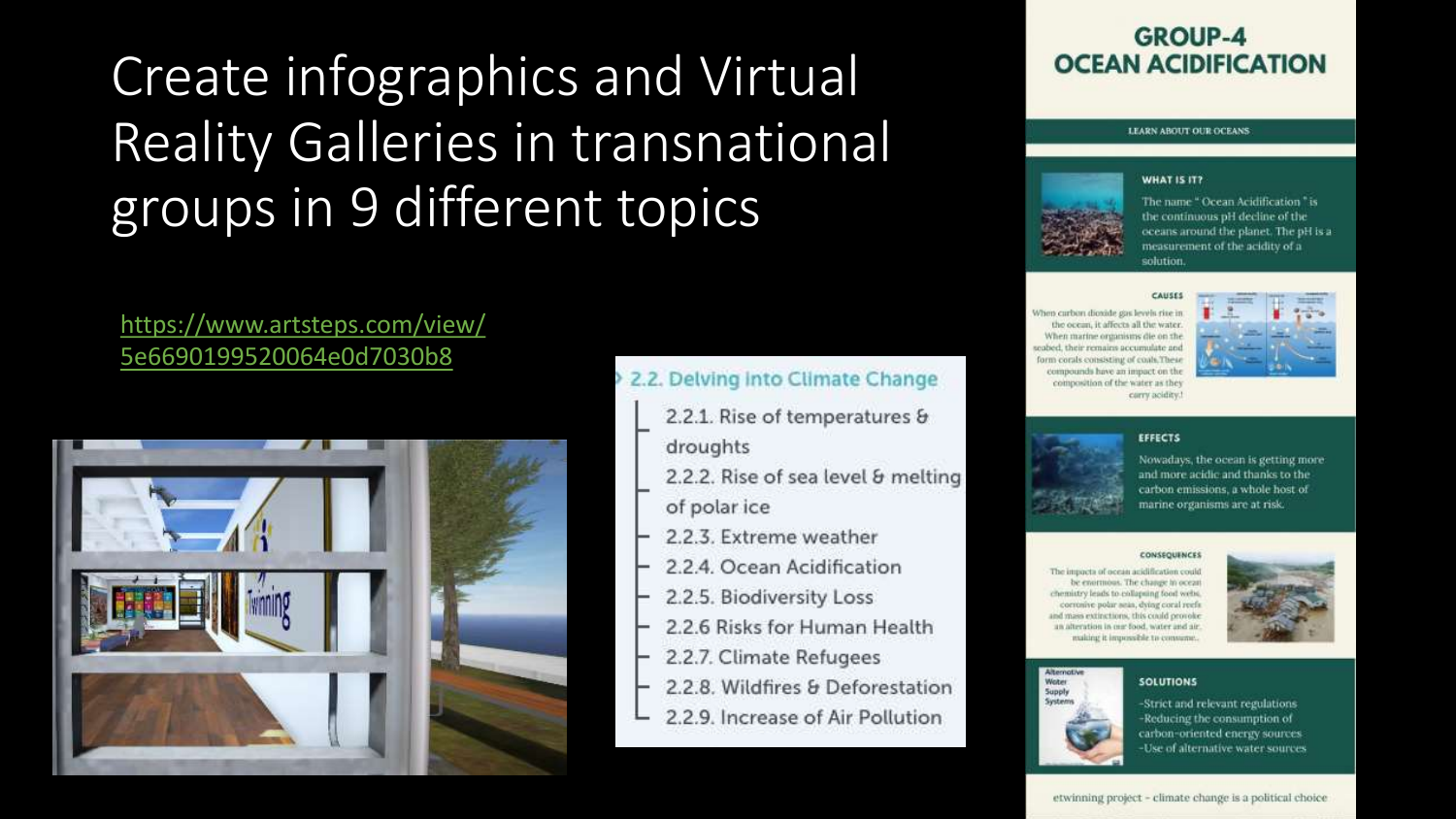# Create infographics and Virtual Reality Galleries in transnational groups in 9 different topics

https://www.artsteps.com/view/5e6690199520064e0d7030b8

**2.2. Delving into Climate Change**

- 2.2.1. Rise of temperatures & droughts
- 2.2.2. Rise of sea level & melting of polar ice
- 2.2.3. Extreme weather
- 2.2.4. Ocean Acidification
- 2.2.5. Biodiversity Loss
- 2.2.6 Risks for Human Health
- 2.2.7. Climate Refugees
- 2.2.8. Wildfires & Deforestation
- 2.2.9. Increase of Air Pollution

## GROUP-4 OCEAN ACIDIFICATION

LEARN ABOUT OUR OCEANS

### WHAT IS IT?

The name " Ocean Acidification " is the continuous pH decline of the oceans around the planet. The pH is a measurement of the acidity of a solution.

### CAUSES

When carbon dioxide gas levels rise in the ocean, it affects all the water. When marine organisms die on the seabed, their remains accumulate and form corals consisting of coals. These compounds have an impact on the composition of the water as they carry acidity!

### EFFECTS

Nowadays, the ocean is getting more and more acidic and thanks to the carbon emissions, a whole host of marine organisms are at risk.

### CONSEQUENCES

The impacts of ocean acidification could be enormous. The change in ocean chemistry leads to collapsing food webs, corrosive polar seas, dying coral reefs and mass extinctions, this could provoke an alteration in our food, water and air, making it impossible to consume.

### SOLUTIONS

Alternative Water Supply Systems

- Strict and relevant regulations
- Reducing the consumption of carbon-oriented energy sources
- Use of alternative water sources

etwinning project - climate change is a political choice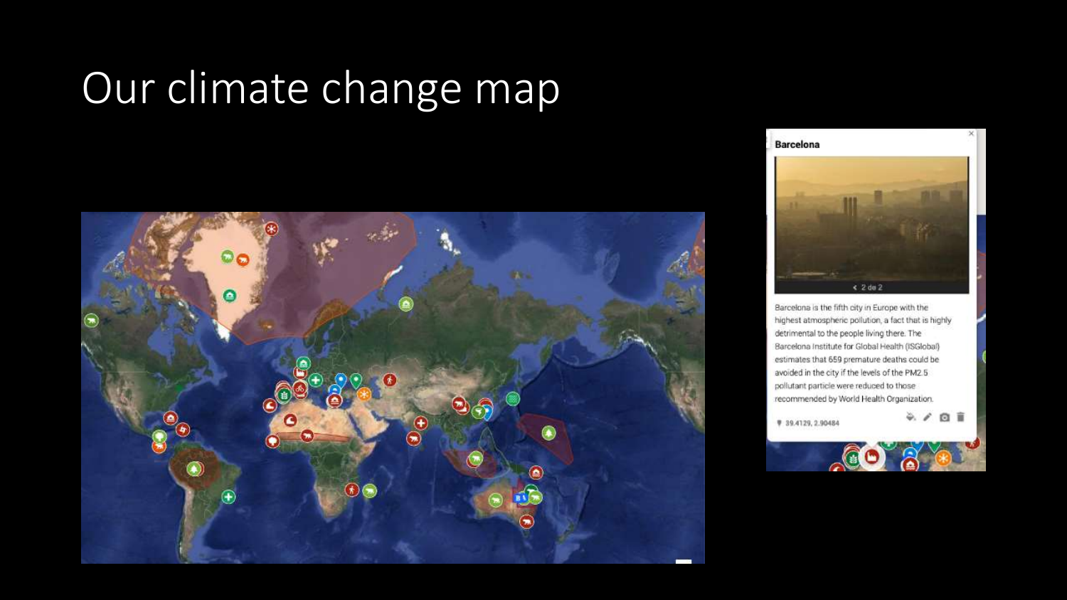# Our climate change map

**Barcelona**

‹ 2 de 2

Barcelona is the fifth city in Europe with the highest atmospheric pollution, a fact that is highly detrimental to the people living there. The Barcelona Institute for Global Health (ISGlobal) estimates that 659 premature deaths could be avoided in the city if the levels of the PM2.5 pollutant particle were reduced to those recommended by World Health Organization.

39.4129, 2.90484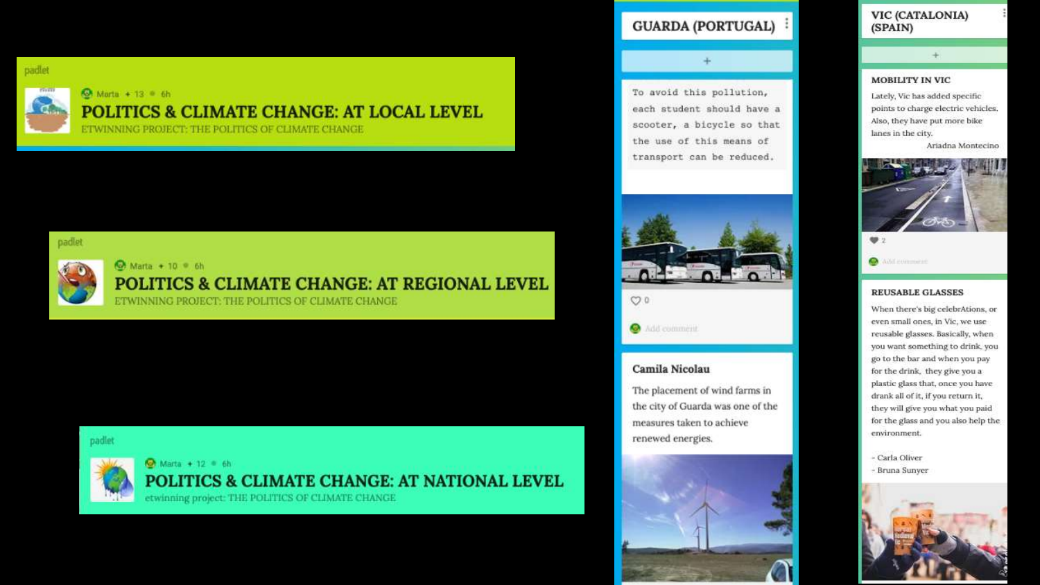padlet

Marta • 13 • 6h

## POLITICS & CLIMATE CHANGE: AT LOCAL LEVEL

ETWINNING PROJECT: THE POLITICS OF CLIMATE CHANGE

padlet

Marta • 10 • 6h

## POLITICS & CLIMATE CHANGE: AT REGIONAL LEVEL

ETWINNING PROJECT: THE POLITICS OF CLIMATE CHANGE

padlet

Marta • 12 • 6h

## POLITICS & CLIMATE CHANGE: AT NATIONAL LEVEL

etwinning project: THE POLITICS OF CLIMATE CHANGE

### GUARDA (PORTUGAL)

To avoid this pollution, each student should have a scooter, a bicycle so that the use of this means of transport can be reduced.

0

Add comment

**Camila Nicolau**

The placement of wind farms in the city of Guarda was one of the measures taken to achieve renewed energies.

### VIC (CATALONIA) (SPAIN)

**MOBILITY IN VIC**

Lately, Vic has added specific points to charge electric vehicles. Also, they have put more bike lanes in the city.

Ariadna Montecino

2

Add comment

**REUSABLE GLASSES**

When there's big celebrAtions, or even small ones, in Vic, we use reusable glasses. Basically, when you want something to drink, you go to the bar and when you pay for the drink, they give you a plastic glass that, once you have drank all of it, if you return it, they will give you what you paid for the glass and you also help the environment.

- Carla Oliver
- Bruna Sunyer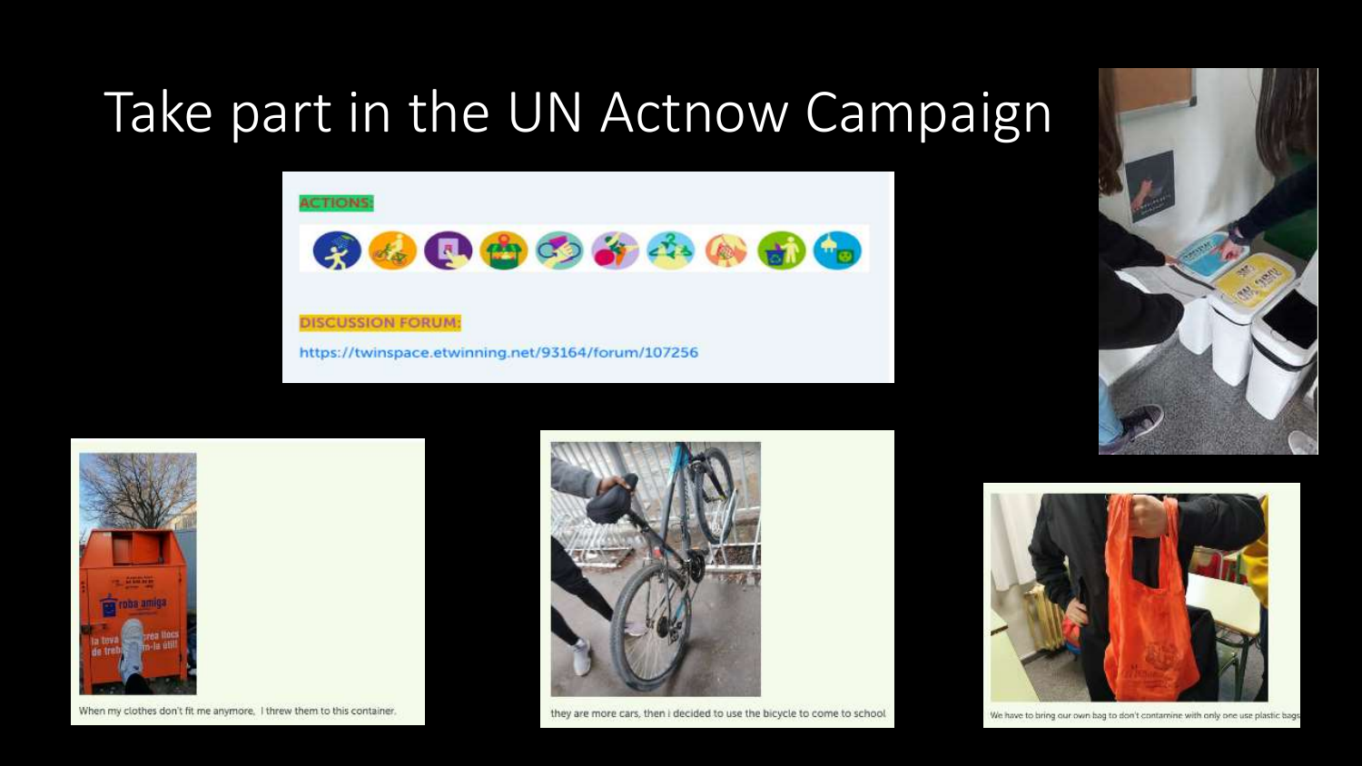# Take part in the UN Actnow Campaign

ACTIONS:

DISCUSSION FORUM:

https://twinspace.etwinning.net/93164/forum/107256

When my clothes don't fit me anymore, I threw them to this container.

they are more cars, then i decided to use the bicycle to come to school

We have to bring our own bag to don't contamine with only one use plastic bags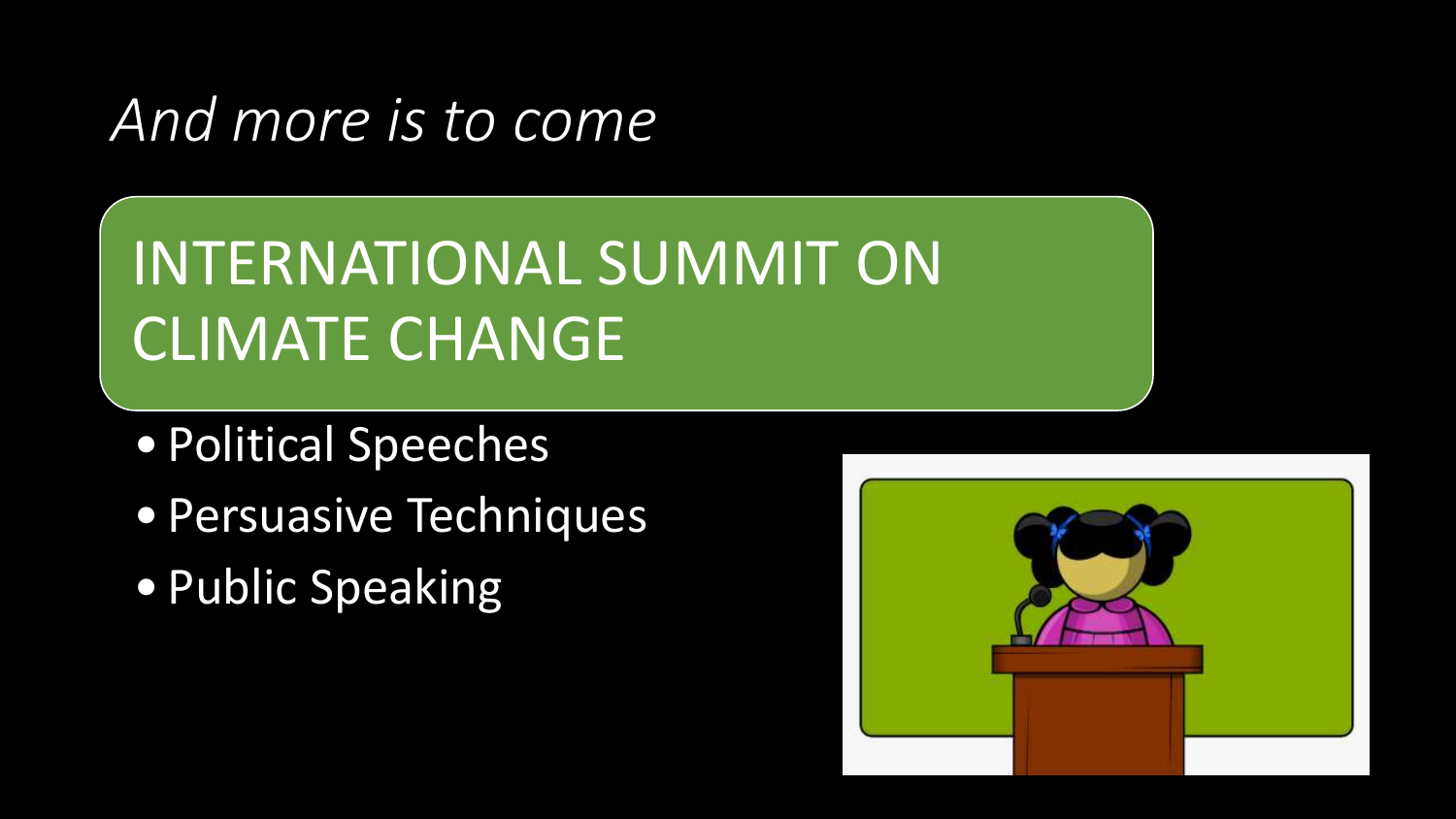*And more is to come*

## INTERNATIONAL SUMMIT ON CLIMATE CHANGE

- Political Speeches
- Persuasive Techniques
- Public Speaking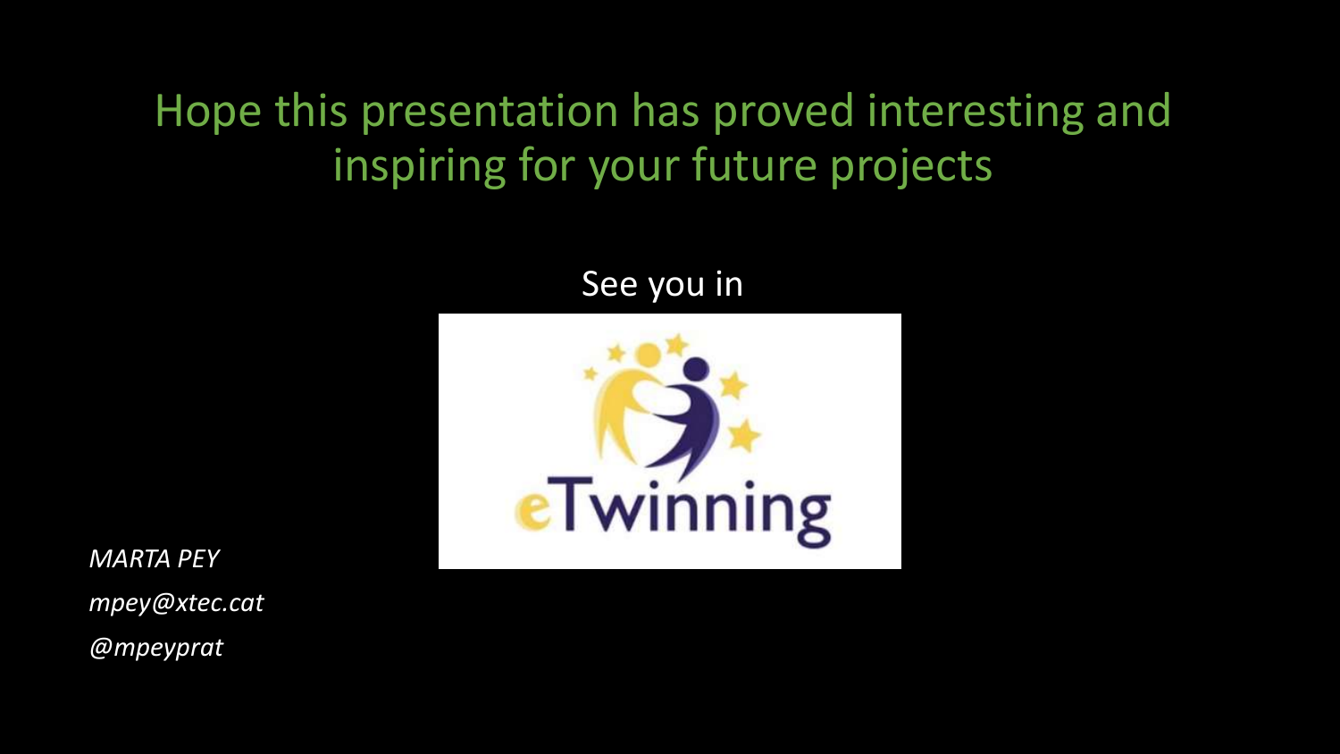Hope this presentation has proved interesting and inspiring for your future projects

See you in

eTwinning

*MARTA PEY*

*mpey@xtec.cat*

*@mpeyprat*